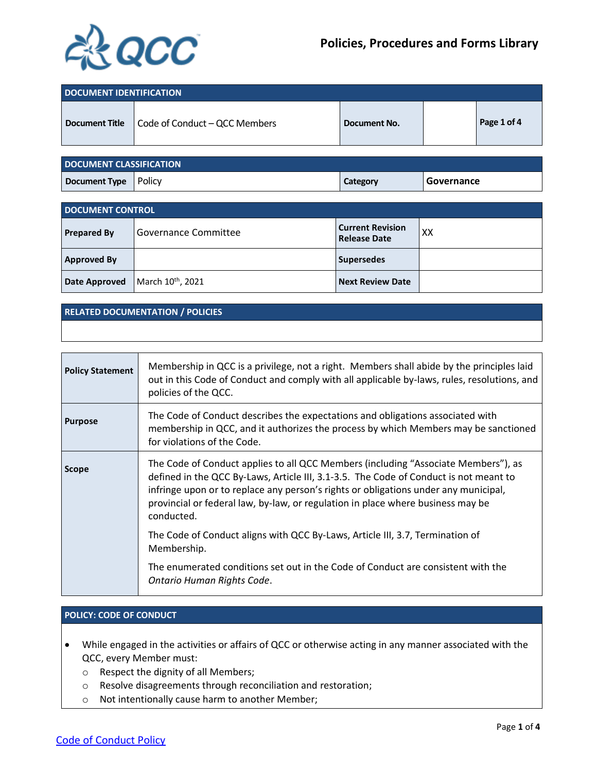# Policies, Procedures and Forms Library

| DOCUMENT IDENTIFICATION | | | | |
|---|---|---|---|---|
| **Document Title** | Code of Conduct – QCC Members | **Document No.** | | **Page 1 of 4** |

| DOCUMENT CLASSIFICATION | | | |
|---|---|---|---|
| **Document Type** | Policy | **Category** | **Governance** |

| DOCUMENT CONTROL | | | |
|---|---|---|---|
| **Prepared By** | Governance Committee | **Current Revision Release Date** | XX |
| **Approved By** | | **Supersedes** | |
| **Date Approved** | March 10th, 2021 | **Next Review Date** | |

| RELATED DOCUMENTATION / POLICIES |
|---|
| |

| | |
|---|---|
| **Policy Statement** | Membership in QCC is a privilege, not a right. Members shall abide by the principles laid out in this Code of Conduct and comply with all applicable by-laws, rules, resolutions, and policies of the QCC. |
| **Purpose** | The Code of Conduct describes the expectations and obligations associated with membership in QCC, and it authorizes the process by which Members may be sanctioned for violations of the Code. |
| **Scope** | The Code of Conduct applies to all QCC Members (including "Associate Members"), as defined in the QCC By-Laws, Article III, 3.1-3.5. The Code of Conduct is not meant to infringe upon or to replace any person's rights or obligations under any municipal, provincial or federal law, by-law, or regulation in place where business may be conducted.<br><br>The Code of Conduct aligns with QCC By-Laws, Article III, 3.7, Termination of Membership.<br><br>The enumerated conditions set out in the Code of Conduct are consistent with the *Ontario Human Rights Code*. |

## POLICY: CODE OF CONDUCT

- While engaged in the activities or affairs of QCC or otherwise acting in any manner associated with the QCC, every Member must:
  - Respect the dignity of all Members;
  - Resolve disagreements through reconciliation and restoration;
  - Not intentionally cause harm to another Member;

Code of Conduct Policy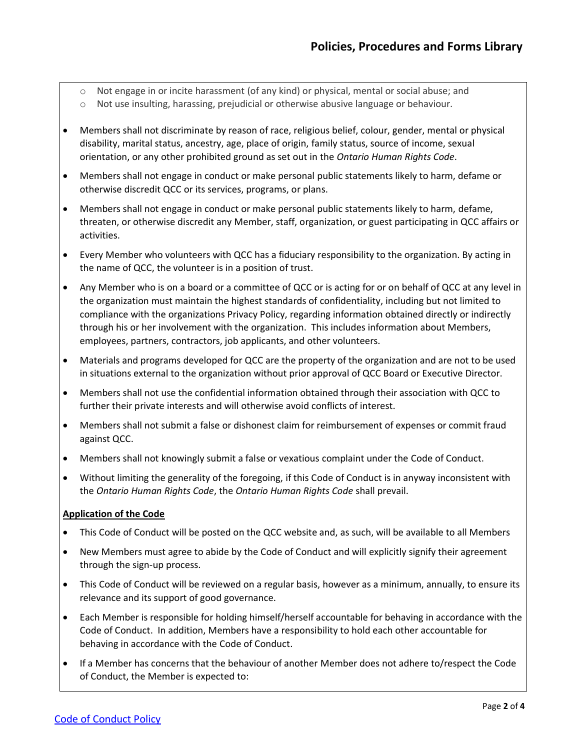- Not engage in or incite harassment (of any kind) or physical, mental or social abuse; and
  - Not use insulting, harassing, prejudicial or otherwise abusive language or behaviour.

- Members shall not discriminate by reason of race, religious belief, colour, gender, mental or physical disability, marital status, ancestry, age, place of origin, family status, source of income, sexual orientation, or any other prohibited ground as set out in the *Ontario Human Rights Code*.
- Members shall not engage in conduct or make personal public statements likely to harm, defame or otherwise discredit QCC or its services, programs, or plans.
- Members shall not engage in conduct or make personal public statements likely to harm, defame, threaten, or otherwise discredit any Member, staff, organization, or guest participating in QCC affairs or activities.
- Every Member who volunteers with QCC has a fiduciary responsibility to the organization. By acting in the name of QCC, the volunteer is in a position of trust.
- Any Member who is on a board or a committee of QCC or is acting for or on behalf of QCC at any level in the organization must maintain the highest standards of confidentiality, including but not limited to compliance with the organizations Privacy Policy, regarding information obtained directly or indirectly through his or her involvement with the organization. This includes information about Members, employees, partners, contractors, job applicants, and other volunteers.
- Materials and programs developed for QCC are the property of the organization and are not to be used in situations external to the organization without prior approval of QCC Board or Executive Director.
- Members shall not use the confidential information obtained through their association with QCC to further their private interests and will otherwise avoid conflicts of interest.
- Members shall not submit a false or dishonest claim for reimbursement of expenses or commit fraud against QCC.
- Members shall not knowingly submit a false or vexatious complaint under the Code of Conduct.
- Without limiting the generality of the foregoing, if this Code of Conduct is in anyway inconsistent with the *Ontario Human Rights Code*, the *Ontario Human Rights Code* shall prevail.

**Application of the Code**

- This Code of Conduct will be posted on the QCC website and, as such, will be available to all Members
- New Members must agree to abide by the Code of Conduct and will explicitly signify their agreement through the sign-up process.
- This Code of Conduct will be reviewed on a regular basis, however as a minimum, annually, to ensure its relevance and its support of good governance.
- Each Member is responsible for holding himself/herself accountable for behaving in accordance with the Code of Conduct. In addition, Members have a responsibility to hold each other accountable for behaving in accordance with the Code of Conduct.
- If a Member has concerns that the behaviour of another Member does not adhere to/respect the Code of Conduct, the Member is expected to: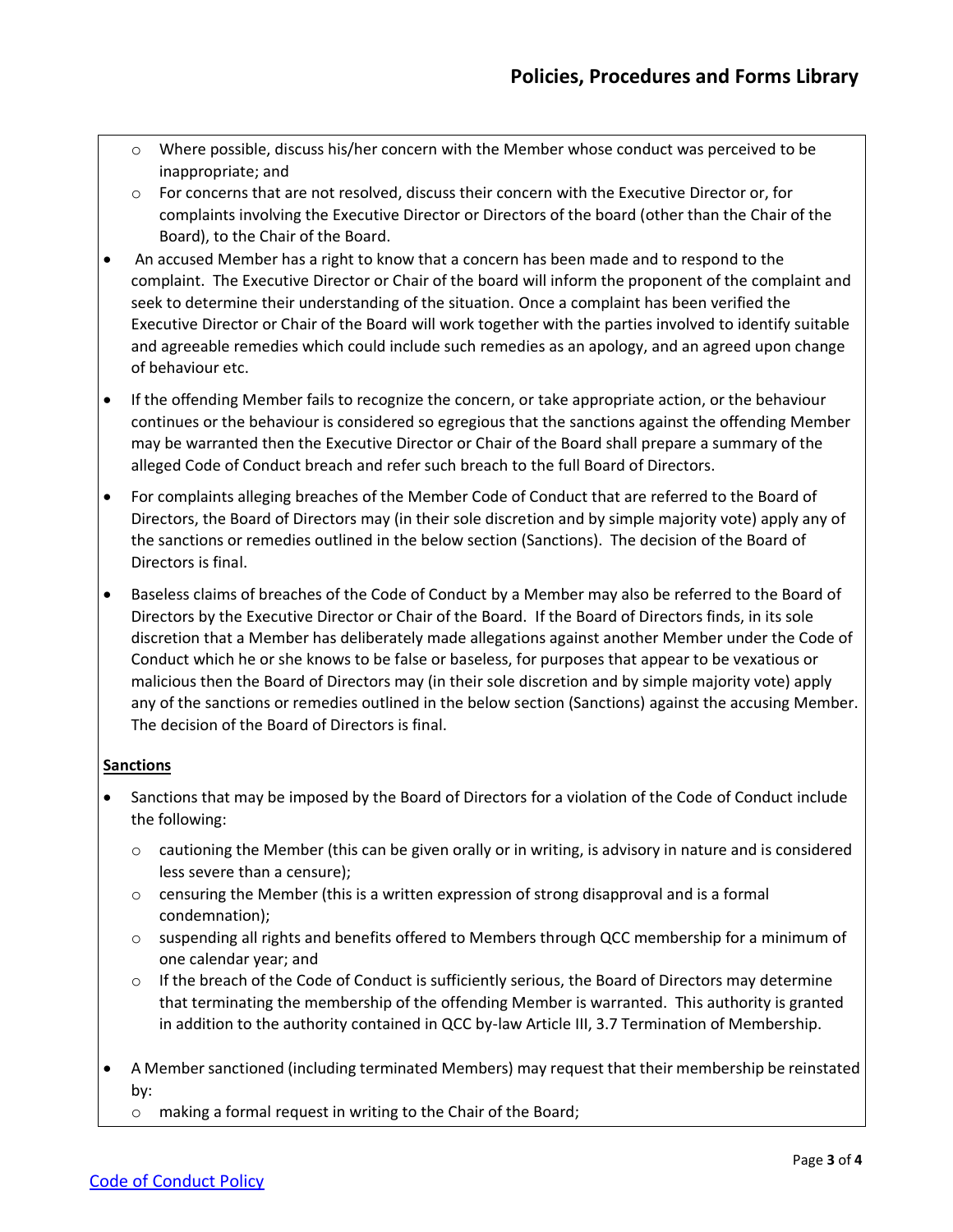- Where possible, discuss his/her concern with the Member whose conduct was perceived to be inappropriate; and
  - For concerns that are not resolved, discuss their concern with the Executive Director or, for complaints involving the Executive Director or Directors of the board (other than the Chair of the Board), to the Chair of the Board.
- An accused Member has a right to know that a concern has been made and to respond to the complaint. The Executive Director or Chair of the board will inform the proponent of the complaint and seek to determine their understanding of the situation. Once a complaint has been verified the Executive Director or Chair of the Board will work together with the parties involved to identify suitable and agreeable remedies which could include such remedies as an apology, and an agreed upon change of behaviour etc.
- If the offending Member fails to recognize the concern, or take appropriate action, or the behaviour continues or the behaviour is considered so egregious that the sanctions against the offending Member may be warranted then the Executive Director or Chair of the Board shall prepare a summary of the alleged Code of Conduct breach and refer such breach to the full Board of Directors.
- For complaints alleging breaches of the Member Code of Conduct that are referred to the Board of Directors, the Board of Directors may (in their sole discretion and by simple majority vote) apply any of the sanctions or remedies outlined in the below section (Sanctions). The decision of the Board of Directors is final.
- Baseless claims of breaches of the Code of Conduct by a Member may also be referred to the Board of Directors by the Executive Director or Chair of the Board. If the Board of Directors finds, in its sole discretion that a Member has deliberately made allegations against another Member under the Code of Conduct which he or she knows to be false or baseless, for purposes that appear to be vexatious or malicious then the Board of Directors may (in their sole discretion and by simple majority vote) apply any of the sanctions or remedies outlined in the below section (Sanctions) against the accusing Member. The decision of the Board of Directors is final.

**<u>Sanctions</u>**

- Sanctions that may be imposed by the Board of Directors for a violation of the Code of Conduct include the following:
  - cautioning the Member (this can be given orally or in writing, is advisory in nature and is considered less severe than a censure);
  - censuring the Member (this is a written expression of strong disapproval and is a formal condemnation);
  - suspending all rights and benefits offered to Members through QCC membership for a minimum of one calendar year; and
  - If the breach of the Code of Conduct is sufficiently serious, the Board of Directors may determine that terminating the membership of the offending Member is warranted. This authority is granted in addition to the authority contained in QCC by-law Article III, 3.7 Termination of Membership.
- A Member sanctioned (including terminated Members) may request that their membership be reinstated by:
  - making a formal request in writing to the Chair of the Board;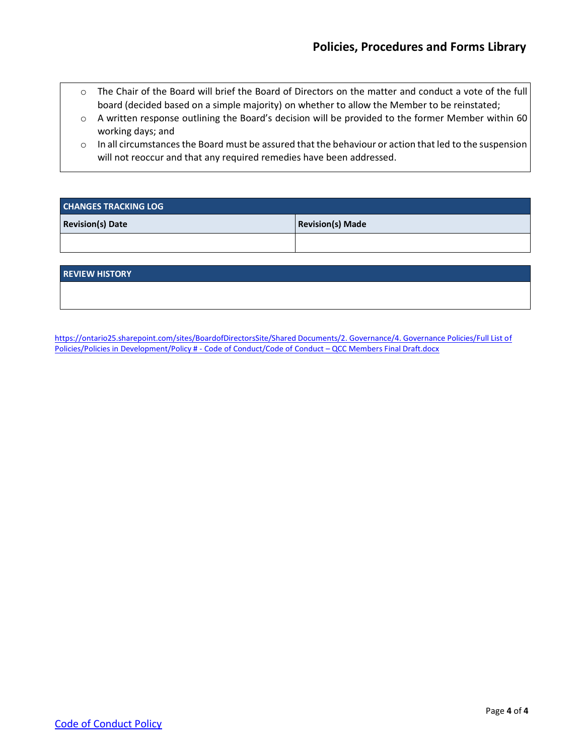- The Chair of the Board will brief the Board of Directors on the matter and conduct a vote of the full board (decided based on a simple majority) on whether to allow the Member to be reinstated;
- A written response outlining the Board's decision will be provided to the former Member within 60 working days; and
- In all circumstances the Board must be assured that the behaviour or action that led to the suspension will not reoccur and that any required remedies have been addressed.

| **CHANGES TRACKING LOG** | |
|---|---|
| **Revision(s) Date** | **Revision(s) Made** |
| | |

| **REVIEW HISTORY** |
|---|
| |

https://ontario25.sharepoint.com/sites/BoardofDirectorsSite/Shared Documents/2. Governance/4. Governance Policies/Full List of Policies/Policies in Development/Policy # - Code of Conduct/Code of Conduct – QCC Members Final Draft.docx